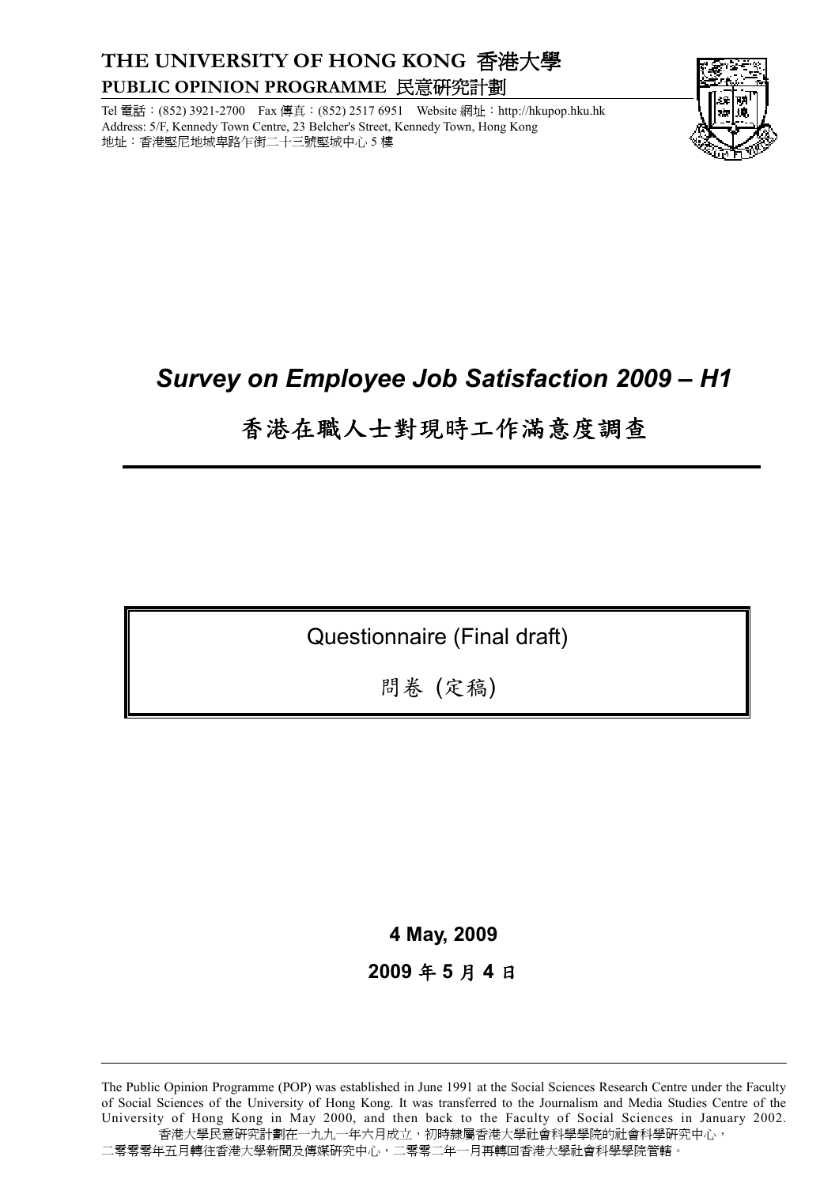**THE UNIVERSITY OF HONG KONG 香港大學**
**PUBLIC OPINION PROGRAMME 民意研究計劃**

Tel 電話：(852) 3921-2700 Fax 傳真：(852) 2517 6951 Website 網址：http://hkupop.hku.hk
Address: 5/F, Kennedy Town Centre, 23 Belcher's Street, Kennedy Town, Hong Kong
地址：香港堅尼地城卑路乍街二十三號堅城中心 5 樓

# *Survey on Employee Job Satisfaction 2009 – H1*

# 香港在職人士對現時工作滿意度調查

Questionnaire (Final draft)

問卷 (定稿)

**4 May, 2009**

**2009 年 5 月 4 日**

The Public Opinion Programme (POP) was established in June 1991 at the Social Sciences Research Centre under the Faculty of Social Sciences of the University of Hong Kong. It was transferred to the Journalism and Media Studies Centre of the University of Hong Kong in May 2000, and then back to the Faculty of Social Sciences in January 2002.
香港大學民意研究計劃在一九九一年六月成立，初時隸屬香港大學社會科學學院的社會科學研究中心，二零零零年五月轉往香港大學新聞及傳媒研究中心，二零零二年一月再轉回香港大學社會科學學院管轄。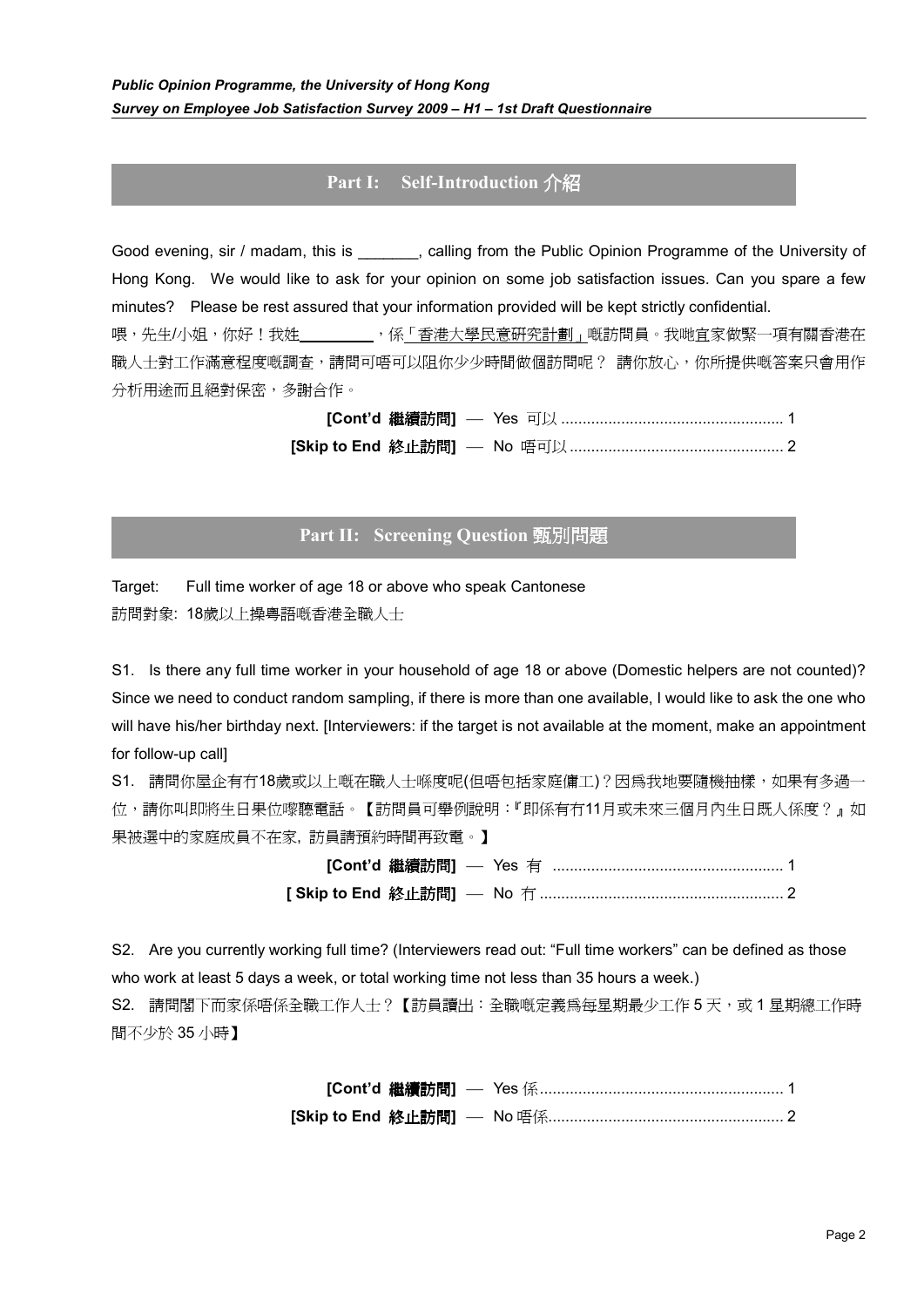## Part I: Self-Introduction 介紹

Good evening, sir / madam, this is _______, calling from the Public Opinion Programme of the University of Hong Kong. We would like to ask for your opinion on some job satisfaction issues. Can you spare a few minutes? Please be rest assured that your information provided will be kept strictly confidential.

喂，先生/小姐，你好！我姓_________，係「香港大學民意研究計劃」嘅訪問員。我哋宜家做緊一項有關香港在職人士對工作滿意程度嘅調查，請問可唔可以阻你少少時間做個訪問呢？ 請你放心，你所提供嘅答案只會用作分析用途而且絕對保密，多謝合作。

**[Cont'd 繼續訪問]** — Yes 可以 .................................................... 1

**[Skip to End 終止訪問]** — No 唔可以 .................................................. 2

## Part II: Screening Question 甄別問題

Target: Full time worker of age 18 or above who speak Cantonese

訪問對象: 18歲以上操粵語嘅香港全職人士

S1. Is there any full time worker in your household of age 18 or above (Domestic helpers are not counted)? Since we need to conduct random sampling, if there is more than one available, I would like to ask the one who will have his/her birthday next. [Interviewers: if the target is not available at the moment, make an appointment for follow-up call]

S1. 請問你屋企有冇18歲或以上嘅在職人士喺度呢(但唔包括家庭傭工)？因爲我地要隨機抽樣，如果有多過一位，請你叫即將生日果位嚟聽電話。【訪問員可舉例說明：『即係有冇11月或未來三個月內生日既人係度？』如果被選中的家庭成員不在家, 訪員請預約時間再致電。】

**[Cont'd 繼續訪問]** — Yes 有 ..................................................... 1

**[ Skip to End 終止訪問]** — No 冇 ......................................................... 2

S2. Are you currently working full time? (Interviewers read out: "Full time workers" can be defined as those who work at least 5 days a week, or total working time not less than 35 hours a week.)

S2. 請問閣下而家係唔係全職工作人士？【訪員讀出：全職嘅定義爲每星期最少工作 5 天，或 1 星期總工作時間不少於 35 小時】

**[Cont'd 繼續訪問]** — Yes 係......................................................... 1

**[Skip to End 終止訪問]** — No 唔係...................................................... 2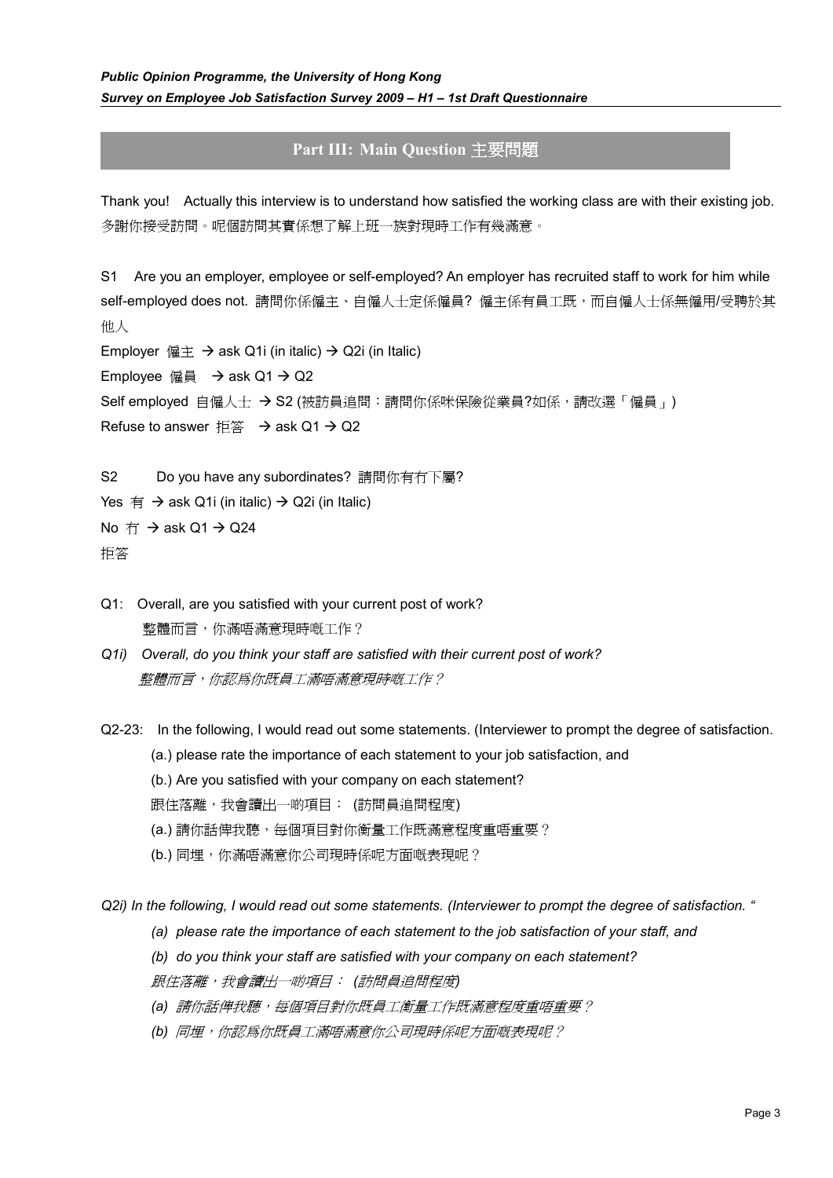## Part III: Main Question 主要問題

Thank you! Actually this interview is to understand how satisfied the working class are with their existing job. 多謝你接受訪問。呢個訪問其實係想了解上班一族對現時工作有幾滿意。

S1 Are you an employer, employee or self-employed? An employer has recruited staff to work for him while self-employed does not. 請問你係僱主、自僱人士定係僱員? 僱主係有員工既，而自僱人士係無僱用/受聘於其他人

Employer 僱主 → ask Q1i (in italic) → Q2i (in Italic)

Employee 僱員 → ask Q1 → Q2

Self employed 自僱人士 → S2 (被訪員追問：請問你係咪保險從業員?如係，請改選「僱員」)

Refuse to answer 拒答 → ask Q1 → Q2

S2 Do you have any subordinates? 請問你有冇下屬?

Yes 有 → ask Q1i (in italic) → Q2i (in Italic)

No 冇 → ask Q1 → Q24

拒答

Q1: Overall, are you satisfied with your current post of work?
整體而言，你滿唔滿意現時嘅工作？

*Q1i) Overall, do you think your staff are satisfied with their current post of work?*
*整體而言，你認爲你既員工滿唔滿意現時嘅工作？*

Q2-23: In the following, I would read out some statements. (Interviewer to prompt the degree of satisfaction.

(a.) please rate the importance of each statement to your job satisfaction, and

(b.) Are you satisfied with your company on each statement?

跟住落離，我會讀出一啲項目： (訪問員追問程度)

(a.) 請你話俾我聽，每個項目對你衡量工作既滿意程度重唔重要？

(b.) 同埋，你滿唔滿意你公司現時係呢方面嘅表現呢？

*Q2i) In the following, I would read out some statements. (Interviewer to prompt the degree of satisfaction. "*

*(a) please rate the importance of each statement to the job satisfaction of your staff, and*

*(b) do you think your staff are satisfied with your company on each statement?*

*跟住落離，我會讀出一啲項目： (訪問員追問程度)*

*(a) 請你話俾我聽，每個項目對你既員工衡量工作既滿意程度重唔重要？*

*(b) 同埋，你認爲你既員工滿唔滿意你公司現時係呢方面嘅表現呢？*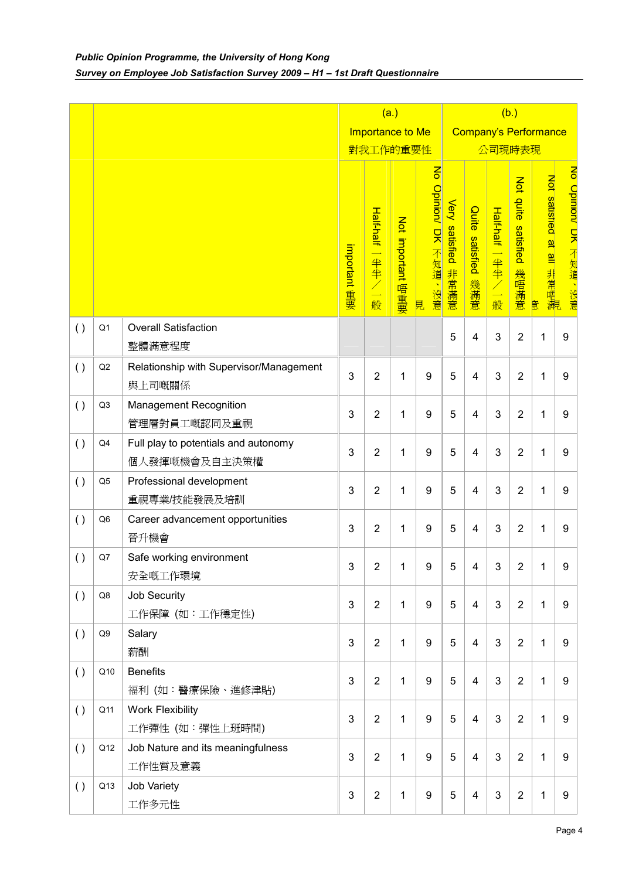| | | | (a.) Importance to Me 對我工作的重要性 | | | | (b.) Company's Performance 公司現時表現 | | | | | |
|---|---|---|---|---|---|---|---|---|---|---|---|---|
| | | | important 重要 | Half-half 一半半／一般 | Not important 唔重要 | No Opinion/ DK 不知道、沒意見 | Very satisfied 非常滿意 | Quite satisfied 幾滿意 | Half-half 一半半／一般 | Not quite satisfied 幾唔滿意 | Not satisfied at all 非常唔滿意 | No Opinion/ DK 不知道、沒意見 |
| ( ) | Q1 | Overall Satisfaction<br>整體滿意程度 | | | | | 5 | 4 | 3 | 2 | 1 | 9 |
| ( ) | Q2 | Relationship with Supervisor/Management<br>與上司嘅關係 | 3 | 2 | 1 | 9 | 5 | 4 | 3 | 2 | 1 | 9 |
| ( ) | Q3 | Management Recognition<br>管理層對員工嘅認同及重視 | 3 | 2 | 1 | 9 | 5 | 4 | 3 | 2 | 1 | 9 |
| ( ) | Q4 | Full play to potentials and autonomy<br>個人發揮嘅機會及自主決策權 | 3 | 2 | 1 | 9 | 5 | 4 | 3 | 2 | 1 | 9 |
| ( ) | Q5 | Professional development<br>重視專業/技能發展及培訓 | 3 | 2 | 1 | 9 | 5 | 4 | 3 | 2 | 1 | 9 |
| ( ) | Q6 | Career advancement opportunities<br>晉升機會 | 3 | 2 | 1 | 9 | 5 | 4 | 3 | 2 | 1 | 9 |
| ( ) | Q7 | Safe working environment<br>安全嘅工作環境 | 3 | 2 | 1 | 9 | 5 | 4 | 3 | 2 | 1 | 9 |
| ( ) | Q8 | Job Security<br>工作保障 (如：工作穩定性) | 3 | 2 | 1 | 9 | 5 | 4 | 3 | 2 | 1 | 9 |
| ( ) | Q9 | Salary<br>薪酬 | 3 | 2 | 1 | 9 | 5 | 4 | 3 | 2 | 1 | 9 |
| ( ) | Q10 | Benefits<br>福利 (如：醫療保險、進修津貼) | 3 | 2 | 1 | 9 | 5 | 4 | 3 | 2 | 1 | 9 |
| ( ) | Q11 | Work Flexibility<br>工作彈性 (如：彈性上班時間) | 3 | 2 | 1 | 9 | 5 | 4 | 3 | 2 | 1 | 9 |
| ( ) | Q12 | Job Nature and its meaningfulness<br>工作性質及意義 | 3 | 2 | 1 | 9 | 5 | 4 | 3 | 2 | 1 | 9 |
| ( ) | Q13 | Job Variety<br>工作多元性 | 3 | 2 | 1 | 9 | 5 | 4 | 3 | 2 | 1 | 9 |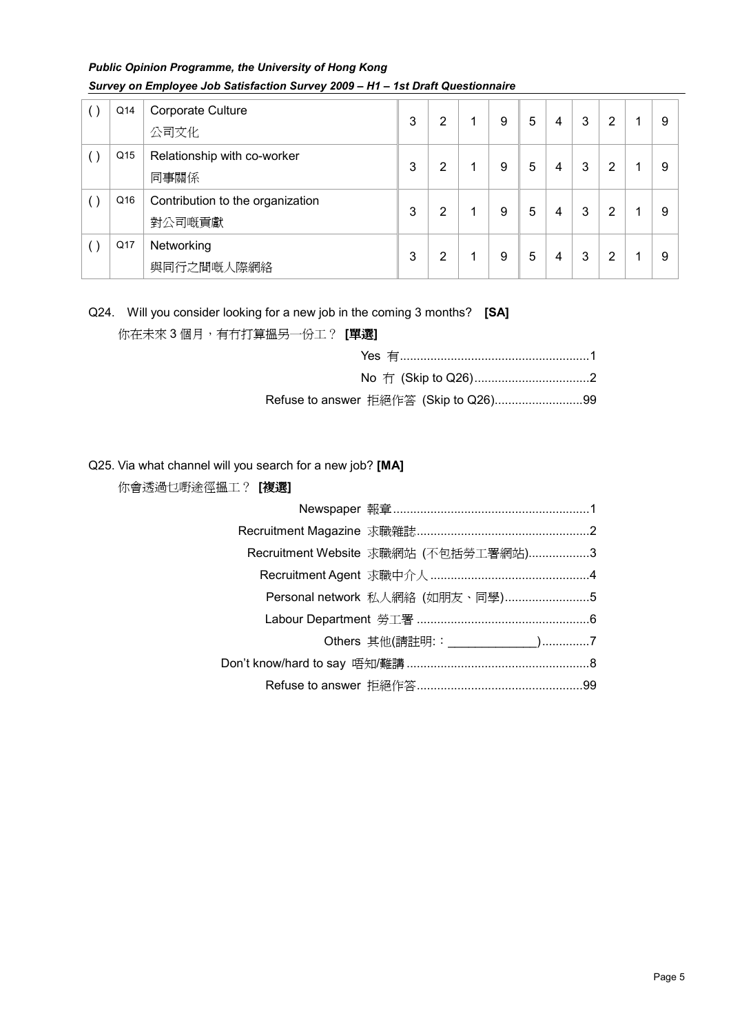| ( ) | Q14 | Corporate Culture<br>公司文化 | 3 | 2 | 1 | 9 | 5 | 4 | 3 | 2 | 1 | 9 |
|---|---|---|---|---|---|---|---|---|---|---|---|---|
| ( ) | Q15 | Relationship with co-worker<br>同事關係 | 3 | 2 | 1 | 9 | 5 | 4 | 3 | 2 | 1 | 9 |
| ( ) | Q16 | Contribution to the organization<br>對公司嘅貢獻 | 3 | 2 | 1 | 9 | 5 | 4 | 3 | 2 | 1 | 9 |
| ( ) | Q17 | Networking<br>與同行之間嘅人際網絡 | 3 | 2 | 1 | 9 | 5 | 4 | 3 | 2 | 1 | 9 |

Q24. Will you consider looking for a new job in the coming 3 months? **[SA]**

你在未來 3 個月，有冇打算搵另一份工？ **[單選]**

Yes 有.......................................................1

No 冇 (Skip to Q26)..................................2

Refuse to answer 拒絕作答 (Skip to Q26)..........................99

Q25. Via what channel will you search for a new job? **[MA]**

你會透過乜嘢途徑搵工？ **[複選]**

Newspaper 報章..........................................................1

Recruitment Magazine 求職雜誌..................................................2

Recruitment Website 求職網站 (不包括勞工署網站)..................3

Recruitment Agent 求職中介人..............................................4

Personal network 私人網絡 (如朋友、同學).........................5

Labour Department 勞工署..................................................6

Others 其他(請註明:：_____________).............7

Don't know/hard to say 唔知/難講.....................................................8

Refuse to answer 拒絕作答................................................99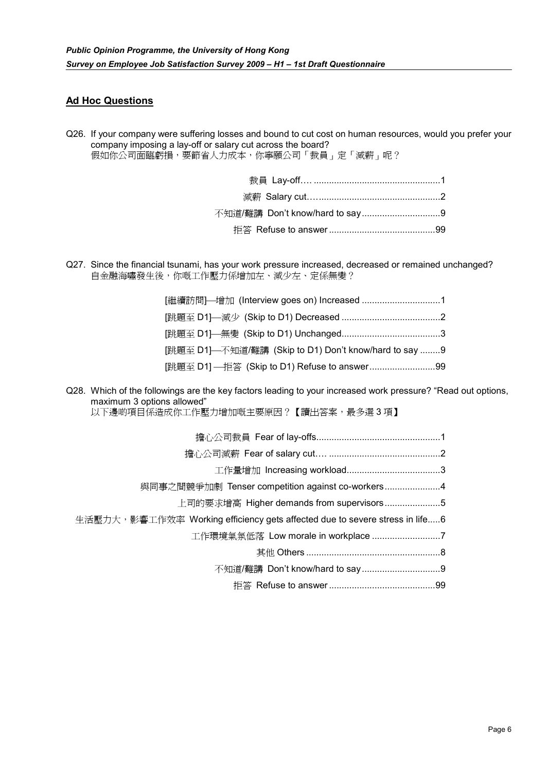## Ad Hoc Questions

Q26. If your company were suffering losses and bound to cut cost on human resources, would you prefer your company imposing a lay-off or salary cut across the board?
假如你公司面臨虧損，要節省人力成本，你寧願公司「裁員」定「減薪」呢？

- 裁員 Lay-off…. ..................................................1
- 減薪 Salary cut…..................................................2
- 不知道/難講 Don't know/hard to say...............................9
- 拒答 Refuse to answer..........................................99

Q27. Since the financial tsunami, has your work pressure increased, decreased or remained unchanged?
自金融海嘯發生後，你嘅工作壓力係增加左、減少左、定係無變？

- [繼續訪問]—增加 (Interview goes on) Increased ...............................1
- [跳題至 D1]—減少 (Skip to D1) Decreased .......................................2
- [跳題至 D1]—無變 (Skip to D1) Unchanged.......................................3
- [跳題至 D1]—不知道/難講 (Skip to D1) Don't know/hard to say ........9
- [跳題至 D1] —拒答 (Skip to D1) Refuse to answer..........................99

Q28. Which of the followings are the key factors leading to your increased work pressure? "Read out options, maximum 3 options allowed"
以下邊啲項目係造成你工作壓力增加嘅主要原因？【讀出答案，最多選 3 項】

- 擔心公司裁員 Fear of lay-offs.................................................1
- 擔心公司減薪 Fear of salary cut…. ............................................2
- 工作量增加 Increasing workload.....................................3
- 與同事之間競爭加劇 Tenser competition against co-workers......................4
- 上司的要求增高 Higher demands from supervisors......................5
- 生活壓力大，影響工作效率 Working efficiency gets affected due to severe stress in life.....6
- 工作環境氣氛低落 Low morale in workplace ...........................7
- 其他 Others .....................................................8
- 不知道/難講 Don't know/hard to say...............................9
- 拒答 Refuse to answer..........................................99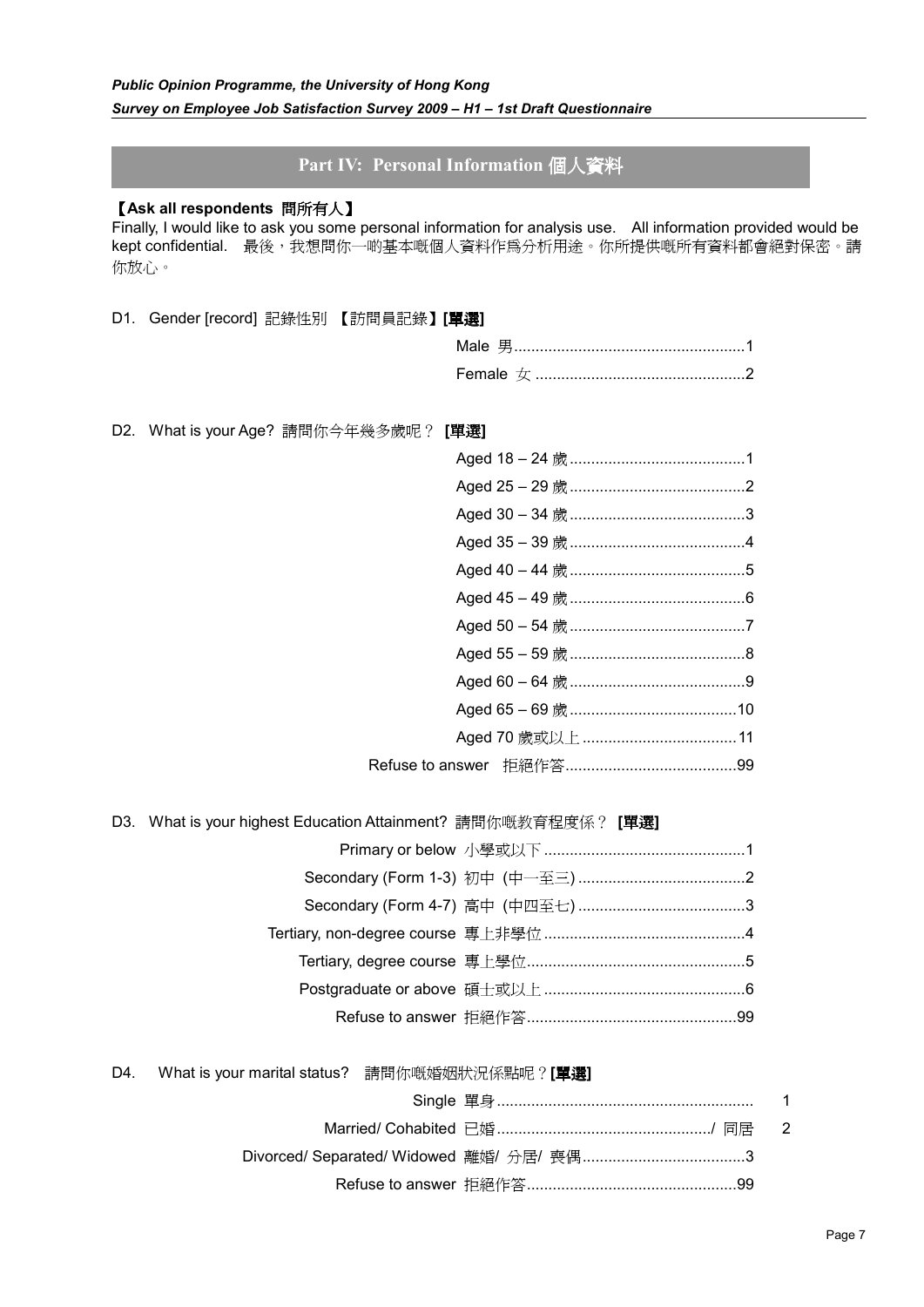## Part IV: Personal Information 個人資料

**【Ask all respondents 問所有人】**

Finally, I would like to ask you some personal information for analysis use. All information provided would be kept confidential. 最後，我想問你一啲基本嘅個人資料作爲分析用途。你所提供嘅所有資料都會絕對保密。請你放心。

D1. Gender [record] 記錄性別 【訪問員記錄】**[單選]**

| | |
|---|---|
| Male 男 | 1 |
| Female 女 | 2 |

D2. What is your Age? 請問你今年幾多歲呢？ **[單選]**

| | |
|---|---|
| Aged 18 – 24 歲 | 1 |
| Aged 25 – 29 歲 | 2 |
| Aged 30 – 34 歲 | 3 |
| Aged 35 – 39 歲 | 4 |
| Aged 40 – 44 歲 | 5 |
| Aged 45 – 49 歲 | 6 |
| Aged 50 – 54 歲 | 7 |
| Aged 55 – 59 歲 | 8 |
| Aged 60 – 64 歲 | 9 |
| Aged 65 – 69 歲 | 10 |
| Aged 70 歲或以上 | 11 |
| Refuse to answer 拒絕作答 | 99 |

D3. What is your highest Education Attainment? 請問你嘅教育程度係？ **[單選]**

| | |
|---|---|
| Primary or below 小學或以下 | 1 |
| Secondary (Form 1-3) 初中 (中一至三) | 2 |
| Secondary (Form 4-7) 高中 (中四至七) | 3 |
| Tertiary, non-degree course 專上非學位 | 4 |
| Tertiary, degree course 專上學位 | 5 |
| Postgraduate or above 碩士或以上 | 6 |
| Refuse to answer 拒絕作答 | 99 |

D4. What is your marital status? 請問你嘅婚姻狀況係點呢？**[單選]**

| | |
|---|---|
| Single 單身 | 1 |
| Married/ Cohabited 已婚/ 同居 | 2 |
| Divorced/ Separated/ Widowed 離婚/ 分居/ 喪偶 | 3 |
| Refuse to answer 拒絕作答 | 99 |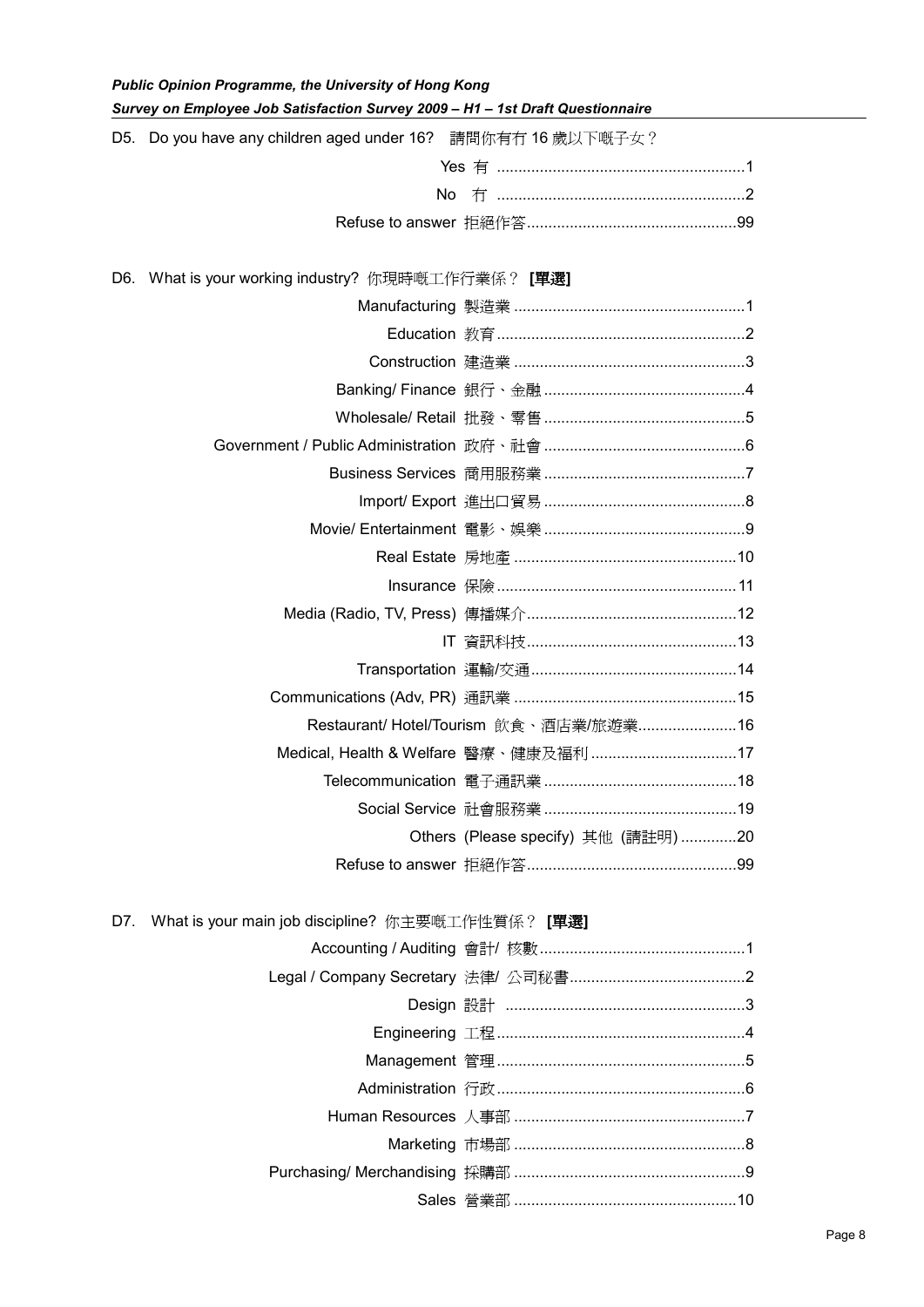D5. Do you have any children aged under 16? 請問你有冇 16 歲以下嘅子女？

- Yes 有 ..........................................................1
- No 冇 ..........................................................2
- Refuse to answer 拒絕作答.................................................99

D6. What is your working industry? 你現時嘅工作行業係？ **[單選]**

- Manufacturing 製造業 .....................................................1
- Education 教育 ..........................................................2
- Construction 建造業 .....................................................3
- Banking/ Finance 銀行、金融 ..............................................4
- Wholesale/ Retail 批發、零售 ..............................................5
- Government / Public Administration 政府、社會 ..............................................6
- Business Services 商用服務業 ..............................................7
- Import/ Export 進出口貿易 ..............................................8
- Movie/ Entertainment 電影、娛樂 ..............................................9
- Real Estate 房地產 ....................................................10
- Insurance 保險 ........................................................11
- Media (Radio, TV, Press) 傳播媒介.................................................12
- IT 資訊科技.................................................13
- Transportation 運輸/交通...............................................14
- Communications (Adv, PR) 通訊業 ....................................................15
- Restaurant/ Hotel/Tourism 飲食、酒店業/旅遊業.......................16
- Medical, Health & Welfare 醫療、健康及福利 ..................................17
- Telecommunication 電子通訊業 ............................................18
- Social Service 社會服務業 ............................................19
- Others (Please specify) 其他 (請註明) .............20
- Refuse to answer 拒絕作答.................................................99

D7. What is your main job discipline? 你主要嘅工作性質係？ **[單選]**

- Accounting / Auditing 會計/ 核數................................................1
- Legal / Company Secretary 法律/ 公司秘書.........................................2
- Design 設計 .......................................................3
- Engineering 工程..........................................................4
- Management 管理..........................................................5
- Administration 行政..........................................................6
- Human Resources 人事部 ......................................................7
- Marketing 市場部 ......................................................8
- Purchasing/ Merchandising 採購部 ......................................................9
- Sales 營業部 ....................................................10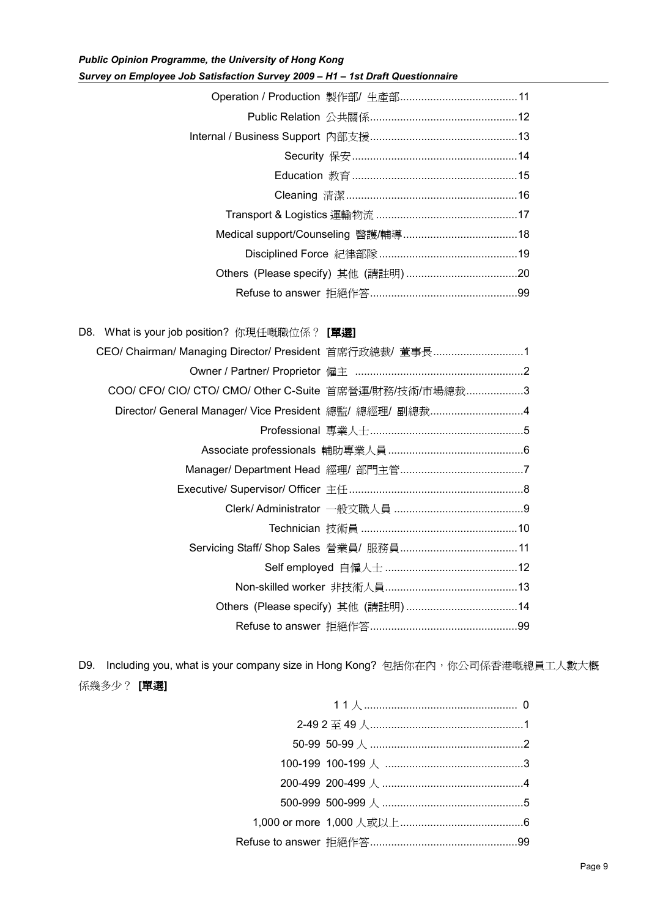Operation / Production 製作部/ 生產部.......................................11
Public Relation 公共關係.................................................12
Internal / Business Support 內部支援.................................................13
Security 保安.......................................................14
Education 教育.......................................................15
Cleaning 清潔.........................................................16
Transport & Logistics 運輸物流 ..............................................17
Medical support/Counseling 醫護/輔導......................................18
Disciplined Force 紀律部隊..............................................19
Others (Please specify) 其他 (請註明).....................................20
Refuse to answer 拒絕作答.................................................99

D8. What is your job position? 你現任嘅職位係？ **[單選]**

CEO/ Chairman/ Managing Director/ President 首席行政總裁/ 董事長.............................1
Owner / Partner/ Proprietor 僱主 .......................................................2
COO/ CFO/ CIO/ CTO/ CMO/ Other C-Suite 首席營運/財務/技術/市場總裁...................3
Director/ General Manager/ Vice President 總監/ 總經理/ 副總裁..............................4
Professional 專業人士..................................................5
Associate professionals 輔助專業人員.............................................6
Manager/ Department Head 經理/ 部門主管.........................................7
Executive/ Supervisor/ Officer 主任..........................................................8
Clerk/ Administrator 一般文職人員 ...........................................9
Technician 技術員 ....................................................10
Servicing Staff/ Shop Sales 營業員/ 服務員.......................................11
Self employed 自僱人士 ............................................12
Non-skilled worker 非技術人員............................................13
Others (Please specify) 其他 (請註明).....................................14
Refuse to answer 拒絕作答.................................................99

D9. Including you, what is your company size in Hong Kong? 包括你在內，你公司係香港嘅總員工人數大概係幾多少？ **[單選]**

1 1 人................................................... 0
2-49 2 至 49 人...................................................1
50-99 50-99 人 ...................................................2
100-199 100-199 人 ..............................................3
200-499 200-499 人 ...............................................4
500-999 500-999 人 ...............................................5
1,000 or more 1,000 人或以上.........................................6
Refuse to answer 拒絕作答.................................................99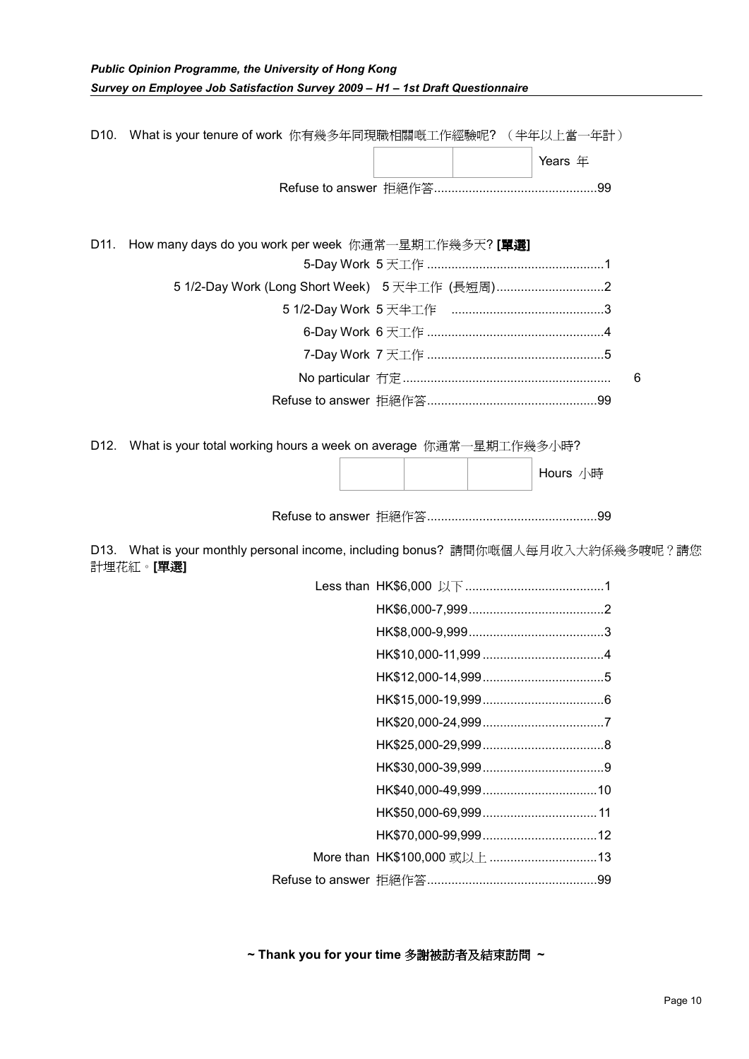D10. What is your tenure of work 你有幾多年同現職相關嘅工作經驗呢? （半年以上當一年計）

| | | |
|---|---|---|
| | | Years 年 |

Refuse to answer 拒絕作答..............................................99

D11. How many days do you work per week 你通常一星期工作幾多天? **[單選]**

5-Day Work 5 天工作 ..................................................1
5 1/2-Day Work (Long Short Week) 5 天半工作 (長短周)..............................2
5 1/2-Day Work 5 天半工作 ...........................................3
6-Day Work 6 天工作 ..................................................4
7-Day Work 7 天工作 ..................................................5
No particular 冇定 ........................................................... 6
Refuse to answer 拒絕作答................................................99

D12. What is your total working hours a week on average 你通常一星期工作幾多小時?

| | | | |
|---|---|---|---|
| | | | Hours 小時 |

Refuse to answer 拒絕作答................................................99

D13. What is your monthly personal income, including bonus? 請問你嘅個人每月收入大約係幾多嘅呢？請您計埋花紅。**[單選]**

Less than HK$6,000 以下........................................1
HK$6,000-7,999.......................................2
HK$8,000-9,999.......................................3
HK$10,000-11,999 ...................................4
HK$12,000-14,999...................................5
HK$15,000-19,999...................................6
HK$20,000-24,999...................................7
HK$25,000-29,999...................................8
HK$30,000-39,999...................................9
HK$40,000-49,999.................................10
HK$50,000-69,999.................................11
HK$70,000-99,999.................................12
More than HK$100,000 或以上 ...............................13
Refuse to answer 拒絕作答................................................99

**~ Thank you for your time 多謝被訪者及結束訪問 ~**